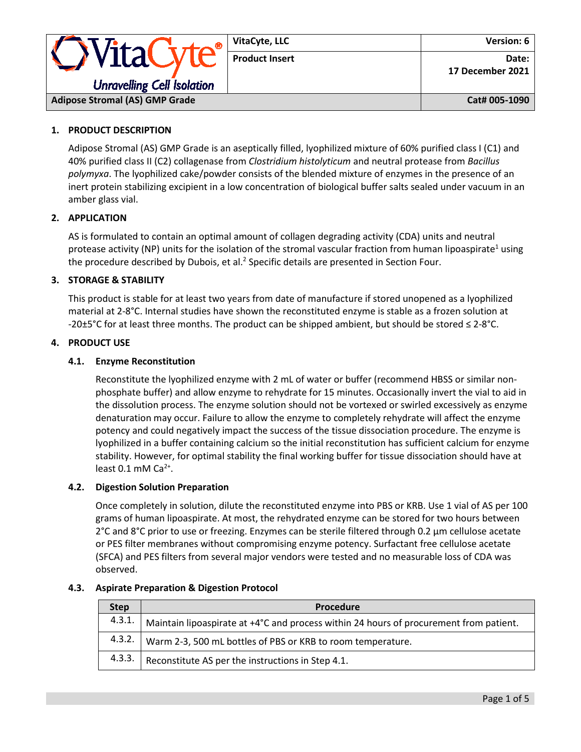| VitaCyte® Unravelling Cell Isolation | VitaCyte, LLC | Version: 6 |
|---|---|---|
| | Product Insert | Date: 17 December 2021 |
| Adipose Stromal (AS) GMP Grade | | Cat# 005-1090 |

## 1. PRODUCT DESCRIPTION

Adipose Stromal (AS) GMP Grade is an aseptically filled, lyophilized mixture of 60% purified class I (C1) and 40% purified class II (C2) collagenase from *Clostridium histolyticum* and neutral protease from *Bacillus polymyxa*. The lyophilized cake/powder consists of the blended mixture of enzymes in the presence of an inert protein stabilizing excipient in a low concentration of biological buffer salts sealed under vacuum in an amber glass vial.

## 2. APPLICATION

AS is formulated to contain an optimal amount of collagen degrading activity (CDA) units and neutral protease activity (NP) units for the isolation of the stromal vascular fraction from human lipoaspirate[1] using the procedure described by Dubois, et al.[2] Specific details are presented in Section Four.

## 3. STORAGE & STABILITY

This product is stable for at least two years from date of manufacture if stored unopened as a lyophilized material at 2-8°C. Internal studies have shown the reconstituted enzyme is stable as a frozen solution at -20±5°C for at least three months. The product can be shipped ambient, but should be stored ≤ 2-8°C.

## 4. PRODUCT USE

### 4.1. Enzyme Reconstitution

Reconstitute the lyophilized enzyme with 2 mL of water or buffer (recommend HBSS or similar non-phosphate buffer) and allow enzyme to rehydrate for 15 minutes. Occasionally invert the vial to aid in the dissolution process. The enzyme solution should not be vortexed or swirled excessively as enzyme denaturation may occur. Failure to allow the enzyme to completely rehydrate will affect the enzyme potency and could negatively impact the success of the tissue dissociation procedure. The enzyme is lyophilized in a buffer containing calcium so the initial reconstitution has sufficient calcium for enzyme stability. However, for optimal stability the final working buffer for tissue dissociation should have at least 0.1 mM $Ca^{2+}$.

### 4.2. Digestion Solution Preparation

Once completely in solution, dilute the reconstituted enzyme into PBS or KRB. Use 1 vial of AS per 100 grams of human lipoaspirate. At most, the rehydrated enzyme can be stored for two hours between 2°C and 8°C prior to use or freezing. Enzymes can be sterile filtered through 0.2 µm cellulose acetate or PES filter membranes without compromising enzyme potency. Surfactant free cellulose acetate (SFCA) and PES filters from several major vendors were tested and no measurable loss of CDA was observed.

### 4.3. Aspirate Preparation & Digestion Protocol

| Step | Procedure |
|---|---|
| 4.3.1. | Maintain lipoaspirate at +4°C and process within 24 hours of procurement from patient. |
| 4.3.2. | Warm 2-3, 500 mL bottles of PBS or KRB to room temperature. |
| 4.3.3. | Reconstitute AS per the instructions in Step 4.1. |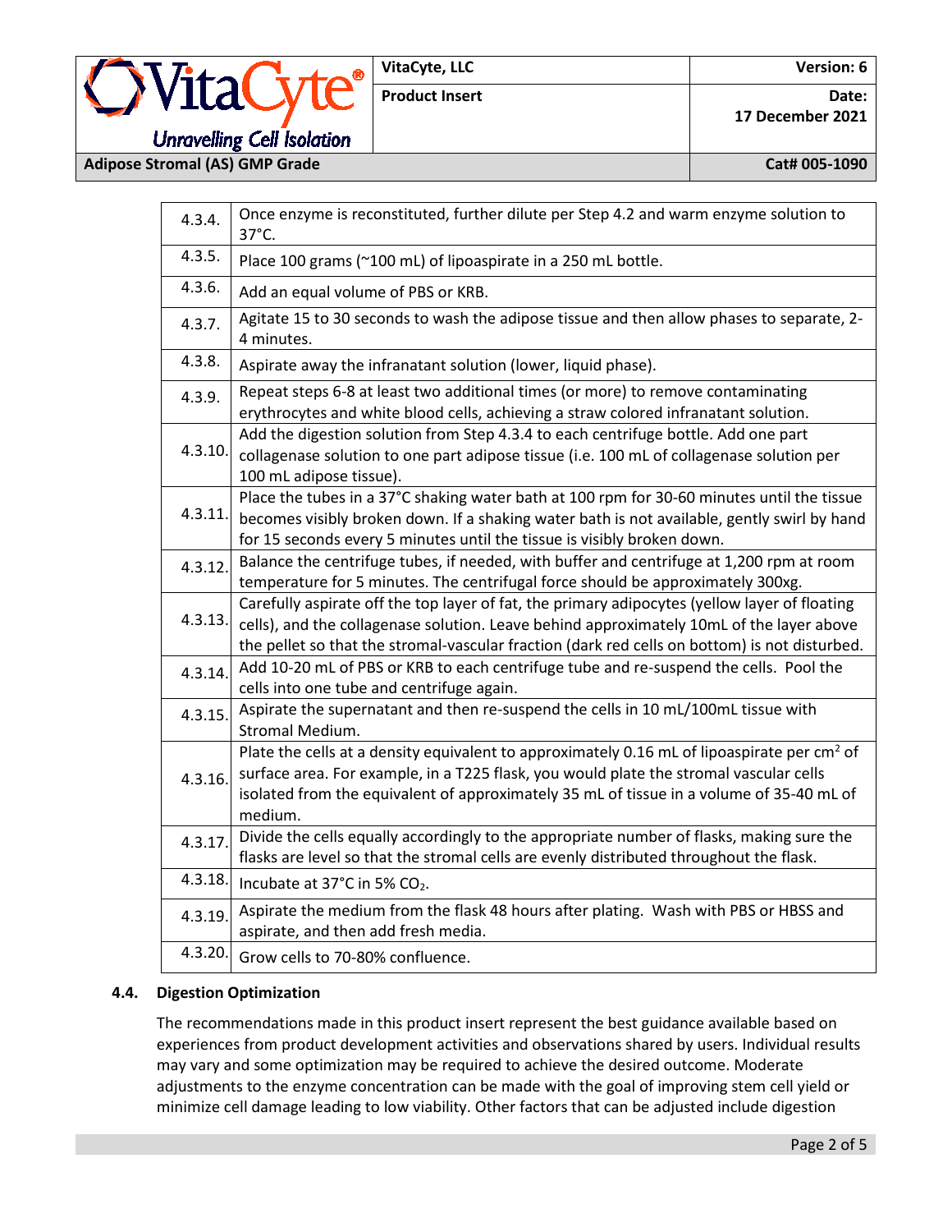| | |
|---|---|
| 4.3.4. | Once enzyme is reconstituted, further dilute per Step 4.2 and warm enzyme solution to 37°C. |
| 4.3.5. | Place 100 grams (~100 mL) of lipoaspirate in a 250 mL bottle. |
| 4.3.6. | Add an equal volume of PBS or KRB. |
| 4.3.7. | Agitate 15 to 30 seconds to wash the adipose tissue and then allow phases to separate, 2-4 minutes. |
| 4.3.8. | Aspirate away the infranatant solution (lower, liquid phase). |
| 4.3.9. | Repeat steps 6-8 at least two additional times (or more) to remove contaminating erythrocytes and white blood cells, achieving a straw colored infranatant solution. |
| 4.3.10. | Add the digestion solution from Step 4.3.4 to each centrifuge bottle. Add one part collagenase solution to one part adipose tissue (i.e. 100 mL of collagenase solution per 100 mL adipose tissue). |
| 4.3.11. | Place the tubes in a 37°C shaking water bath at 100 rpm for 30-60 minutes until the tissue becomes visibly broken down. If a shaking water bath is not available, gently swirl by hand for 15 seconds every 5 minutes until the tissue is visibly broken down. |
| 4.3.12. | Balance the centrifuge tubes, if needed, with buffer and centrifuge at 1,200 rpm at room temperature for 5 minutes. The centrifugal force should be approximately 300xg. |
| 4.3.13. | Carefully aspirate off the top layer of fat, the primary adipocytes (yellow layer of floating cells), and the collagenase solution. Leave behind approximately 10mL of the layer above the pellet so that the stromal-vascular fraction (dark red cells on bottom) is not disturbed. |
| 4.3.14. | Add 10-20 mL of PBS or KRB to each centrifuge tube and re-suspend the cells. Pool the cells into one tube and centrifuge again. |
| 4.3.15. | Aspirate the supernatant and then re-suspend the cells in 10 mL/100mL tissue with Stromal Medium. |
| 4.3.16. | Plate the cells at a density equivalent to approximately 0.16 mL of lipoaspirate per $cm^2$ of surface area. For example, in a T225 flask, you would plate the stromal vascular cells isolated from the equivalent of approximately 35 mL of tissue in a volume of 35-40 mL of medium. |
| 4.3.17. | Divide the cells equally accordingly to the appropriate number of flasks, making sure the flasks are level so that the stromal cells are evenly distributed throughout the flask. |
| 4.3.18. | Incubate at 37°C in 5% $CO_2$. |
| 4.3.19. | Aspirate the medium from the flask 48 hours after plating. Wash with PBS or HBSS and aspirate, and then add fresh media. |
| 4.3.20. | Grow cells to 70-80% confluence. |

### 4.4. Digestion Optimization

The recommendations made in this product insert represent the best guidance available based on experiences from product development activities and observations shared by users. Individual results may vary and some optimization may be required to achieve the desired outcome. Moderate adjustments to the enzyme concentration can be made with the goal of improving stem cell yield or minimize cell damage leading to low viability. Other factors that can be adjusted include digestion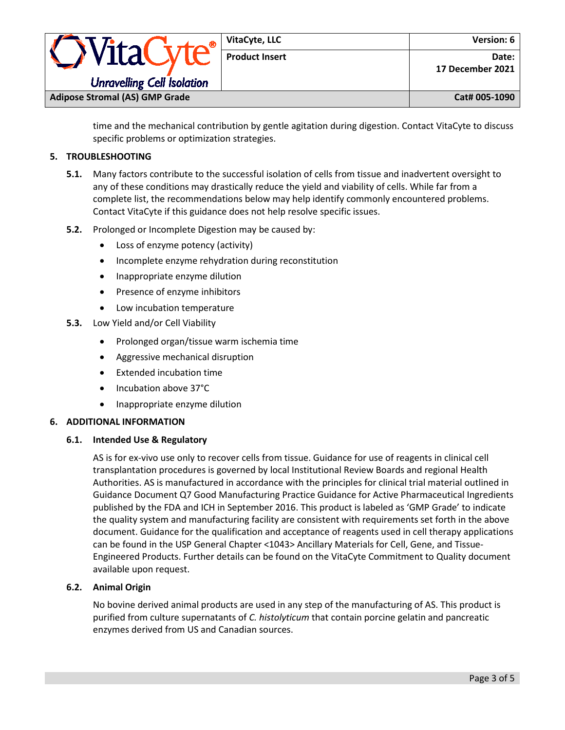time and the mechanical contribution by gentle agitation during digestion. Contact VitaCyte to discuss specific problems or optimization strategies.

## 5. TROUBLESHOOTING

**5.1.** Many factors contribute to the successful isolation of cells from tissue and inadvertent oversight to any of these conditions may drastically reduce the yield and viability of cells. While far from a complete list, the recommendations below may help identify commonly encountered problems. Contact VitaCyte if this guidance does not help resolve specific issues.

**5.2.** Prolonged or Incomplete Digestion may be caused by:

- Loss of enzyme potency (activity)
- Incomplete enzyme rehydration during reconstitution
- Inappropriate enzyme dilution
- Presence of enzyme inhibitors
- Low incubation temperature

**5.3.** Low Yield and/or Cell Viability

- Prolonged organ/tissue warm ischemia time
- Aggressive mechanical disruption
- Extended incubation time
- Incubation above 37°C
- Inappropriate enzyme dilution

## 6. ADDITIONAL INFORMATION

### 6.1. Intended Use & Regulatory

AS is for ex-vivo use only to recover cells from tissue. Guidance for use of reagents in clinical cell transplantation procedures is governed by local Institutional Review Boards and regional Health Authorities. AS is manufactured in accordance with the principles for clinical trial material outlined in Guidance Document Q7 Good Manufacturing Practice Guidance for Active Pharmaceutical Ingredients published by the FDA and ICH in September 2016. This product is labeled as 'GMP Grade' to indicate the quality system and manufacturing facility are consistent with requirements set forth in the above document. Guidance for the qualification and acceptance of reagents used in cell therapy applications can be found in the USP General Chapter <1043> Ancillary Materials for Cell, Gene, and Tissue-Engineered Products. Further details can be found on the VitaCyte Commitment to Quality document available upon request.

### 6.2. Animal Origin

No bovine derived animal products are used in any step of the manufacturing of AS. This product is purified from culture supernatants of *C. histolyticum* that contain porcine gelatin and pancreatic enzymes derived from US and Canadian sources.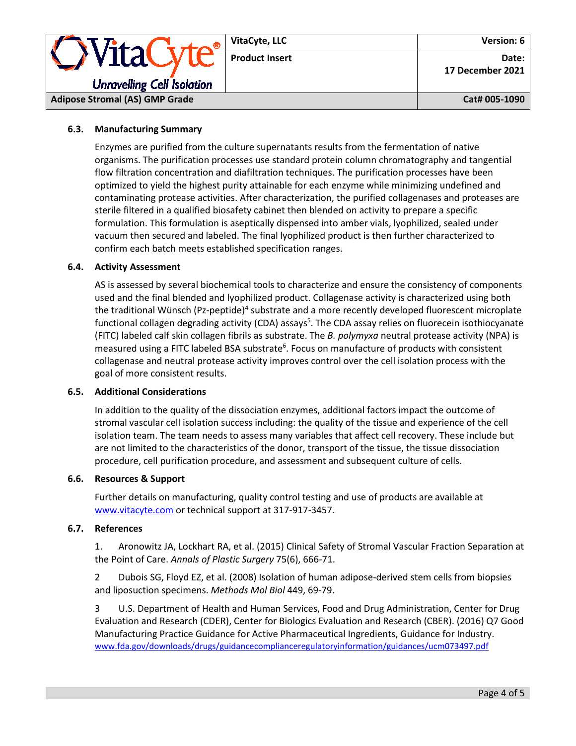### 6.3. Manufacturing Summary

Enzymes are purified from the culture supernatants results from the fermentation of native organisms. The purification processes use standard protein column chromatography and tangential flow filtration concentration and diafiltration techniques. The purification processes have been optimized to yield the highest purity attainable for each enzyme while minimizing undefined and contaminating protease activities. After characterization, the purified collagenases and proteases are sterile filtered in a qualified biosafety cabinet then blended on activity to prepare a specific formulation. This formulation is aseptically dispensed into amber vials, lyophilized, sealed under vacuum then secured and labeled. The final lyophilized product is then further characterized to confirm each batch meets established specification ranges.

### 6.4. Activity Assessment

AS is assessed by several biochemical tools to characterize and ensure the consistency of components used and the final blended and lyophilized product. Collagenase activity is characterized using both the traditional Wünsch (Pz-peptide)[4] substrate and a more recently developed fluorescent microplate functional collagen degrading activity (CDA) assays[5]. The CDA assay relies on fluorecein isothiocyanate (FITC) labeled calf skin collagen fibrils as substrate. The *B. polymyxa* neutral protease activity (NPA) is measured using a FITC labeled BSA substrate[6]. Focus on manufacture of products with consistent collagenase and neutral protease activity improves control over the cell isolation process with the goal of more consistent results.

### 6.5. Additional Considerations

In addition to the quality of the dissociation enzymes, additional factors impact the outcome of stromal vascular cell isolation success including: the quality of the tissue and experience of the cell isolation team. The team needs to assess many variables that affect cell recovery. These include but are not limited to the characteristics of the donor, transport of the tissue, the tissue dissociation procedure, cell purification procedure, and assessment and subsequent culture of cells.

### 6.6. Resources & Support

Further details on manufacturing, quality control testing and use of products are available at [www.vitacyte.com](http://www.vitacyte.com) or technical support at 317-917-3457.

### 6.7. References

1. Aronowitz JA, Lockhart RA, et al. (2015) Clinical Safety of Stromal Vascular Fraction Separation at the Point of Care. *Annals of Plastic Surgery* 75(6), 666-71.

2 Dubois SG, Floyd EZ, et al. (2008) Isolation of human adipose-derived stem cells from biopsies and liposuction specimens. *Methods Mol Biol* 449, 69-79.

3 U.S. Department of Health and Human Services, Food and Drug Administration, Center for Drug Evaluation and Research (CDER), Center for Biologics Evaluation and Research (CBER). (2016) Q7 Good Manufacturing Practice Guidance for Active Pharmaceutical Ingredients, Guidance for Industry. [www.fda.gov/downloads/drugs/guidancecomplianceregulatoryinformation/guidances/ucm073497.pdf](http://www.fda.gov/downloads/drugs/guidancecomplianceregulatoryinformation/guidances/ucm073497.pdf)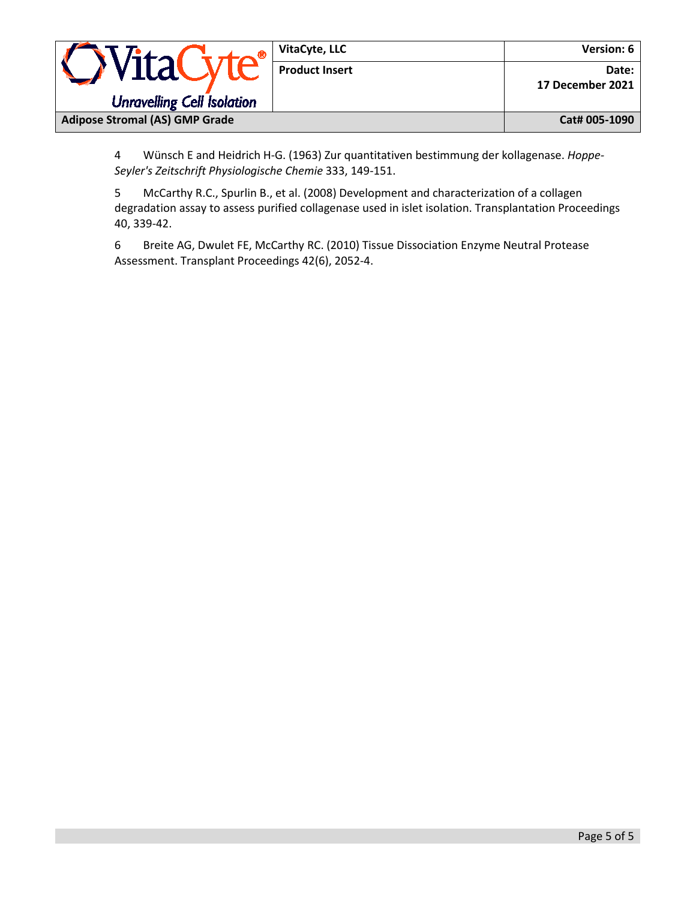4 Wünsch E and Heidrich H-G. (1963) Zur quantitativen bestimmung der kollagenase. *Hoppe-Seyler's Zeitschrift Physiologische Chemie* 333, 149-151.

5 McCarthy R.C., Spurlin B., et al. (2008) Development and characterization of a collagen degradation assay to assess purified collagenase used in islet isolation. Transplantation Proceedings 40, 339-42.

6 Breite AG, Dwulet FE, McCarthy RC. (2010) Tissue Dissociation Enzyme Neutral Protease Assessment. Transplant Proceedings 42(6), 2052-4.